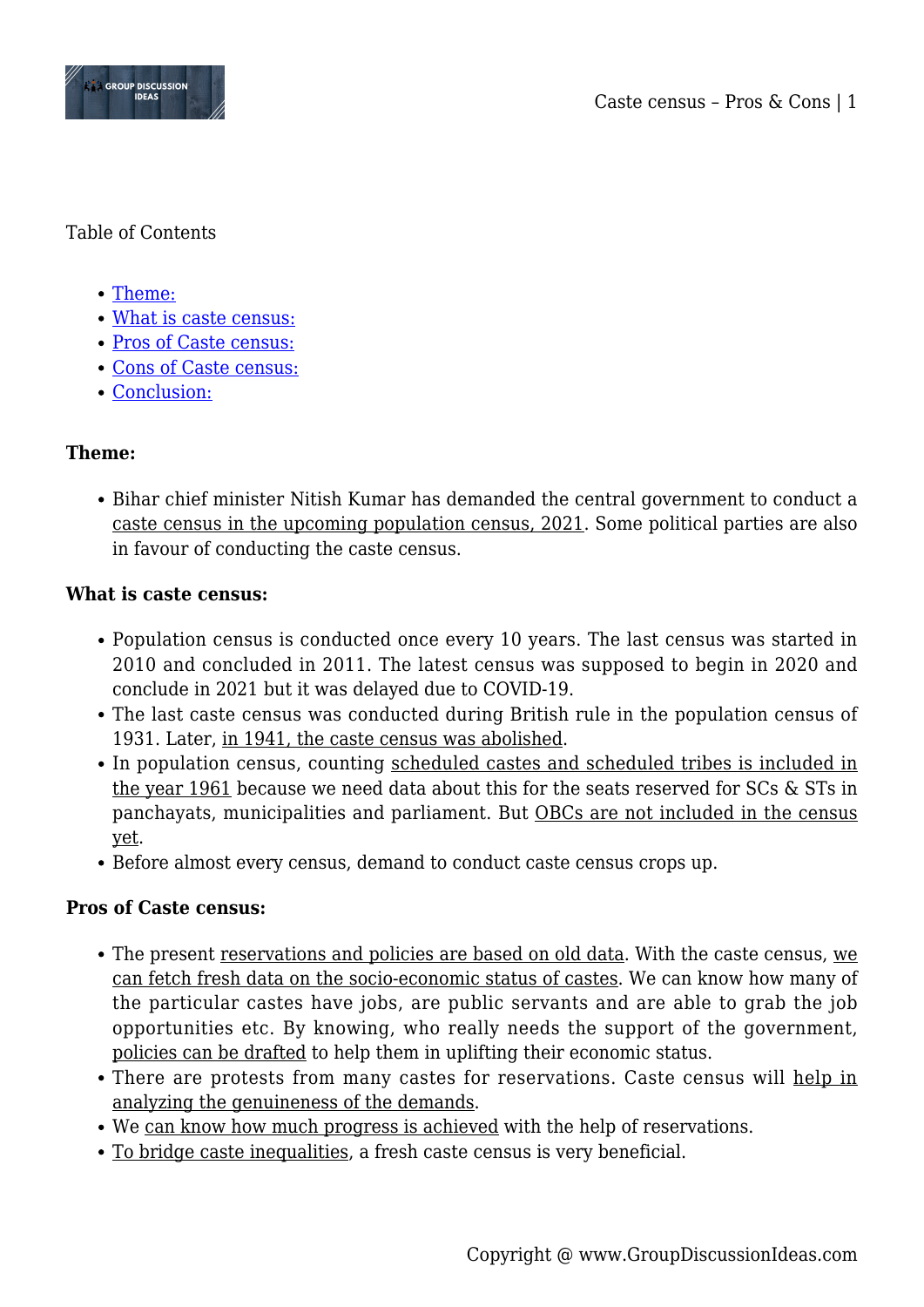Table of Contents

- Theme:
- What is caste census:
- Pros of Caste census:
- Cons of Caste census:
- Conclusion:

**Theme:**

- Bihar chief minister Nitish Kumar has demanded the central government to conduct a caste census in the upcoming population census, 2021. Some political parties are also in favour of conducting the caste census.

**What is caste census:**

- Population census is conducted once every 10 years. The last census was started in 2010 and concluded in 2011. The latest census was supposed to begin in 2020 and conclude in 2021 but it was delayed due to COVID-19.
- The last caste census was conducted during British rule in the population census of 1931. Later, in 1941, the caste census was abolished.
- In population census, counting scheduled castes and scheduled tribes is included in the year 1961 because we need data about this for the seats reserved for SCs & STs in panchayats, municipalities and parliament. But OBCs are not included in the census yet.
- Before almost every census, demand to conduct caste census crops up.

**Pros of Caste census:**

- The present reservations and policies are based on old data. With the caste census, we can fetch fresh data on the socio-economic status of castes. We can know how many of the particular castes have jobs, are public servants and are able to grab the job opportunities etc. By knowing, who really needs the support of the government, policies can be drafted to help them in uplifting their economic status.
- There are protests from many castes for reservations. Caste census will help in analyzing the genuineness of the demands.
- We can know how much progress is achieved with the help of reservations.
- To bridge caste inequalities, a fresh caste census is very beneficial.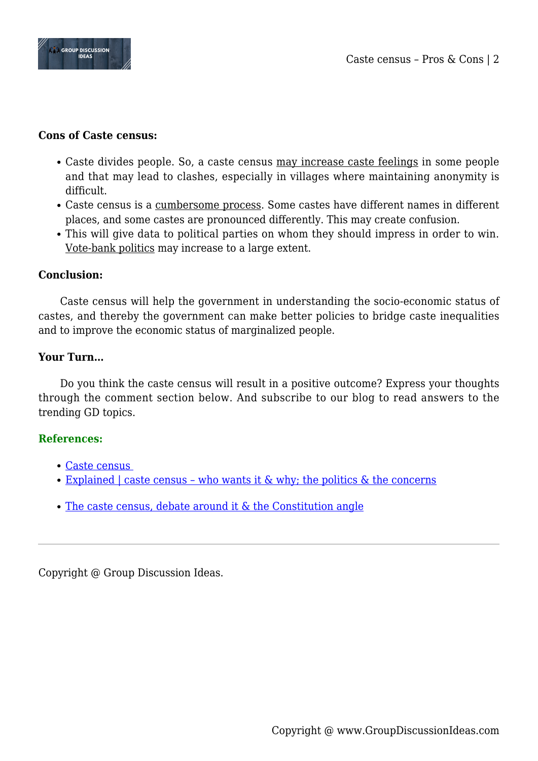**Cons of Caste census:**

- Caste divides people. So, a caste census may increase caste feelings in some people and that may lead to clashes, especially in villages where maintaining anonymity is difficult.
- Caste census is a cumbersome process. Some castes have different names in different places, and some castes are pronounced differently. This may create confusion.
- This will give data to political parties on whom they should impress in order to win. Vote-bank politics may increase to a large extent.

**Conclusion:**

Caste census will help the government in understanding the socio-economic status of castes, and thereby the government can make better policies to bridge caste inequalities and to improve the economic status of marginalized people.

**Your Turn…**

Do you think the caste census will result in a positive outcome? Express your thoughts through the comment section below. And subscribe to our blog to read answers to the trending GD topics.

**References:**

- Caste census
- Explained | caste census – who wants it & why; the politics & the concerns
- The caste census, debate around it & the Constitution angle

---

Copyright @ Group Discussion Ideas.